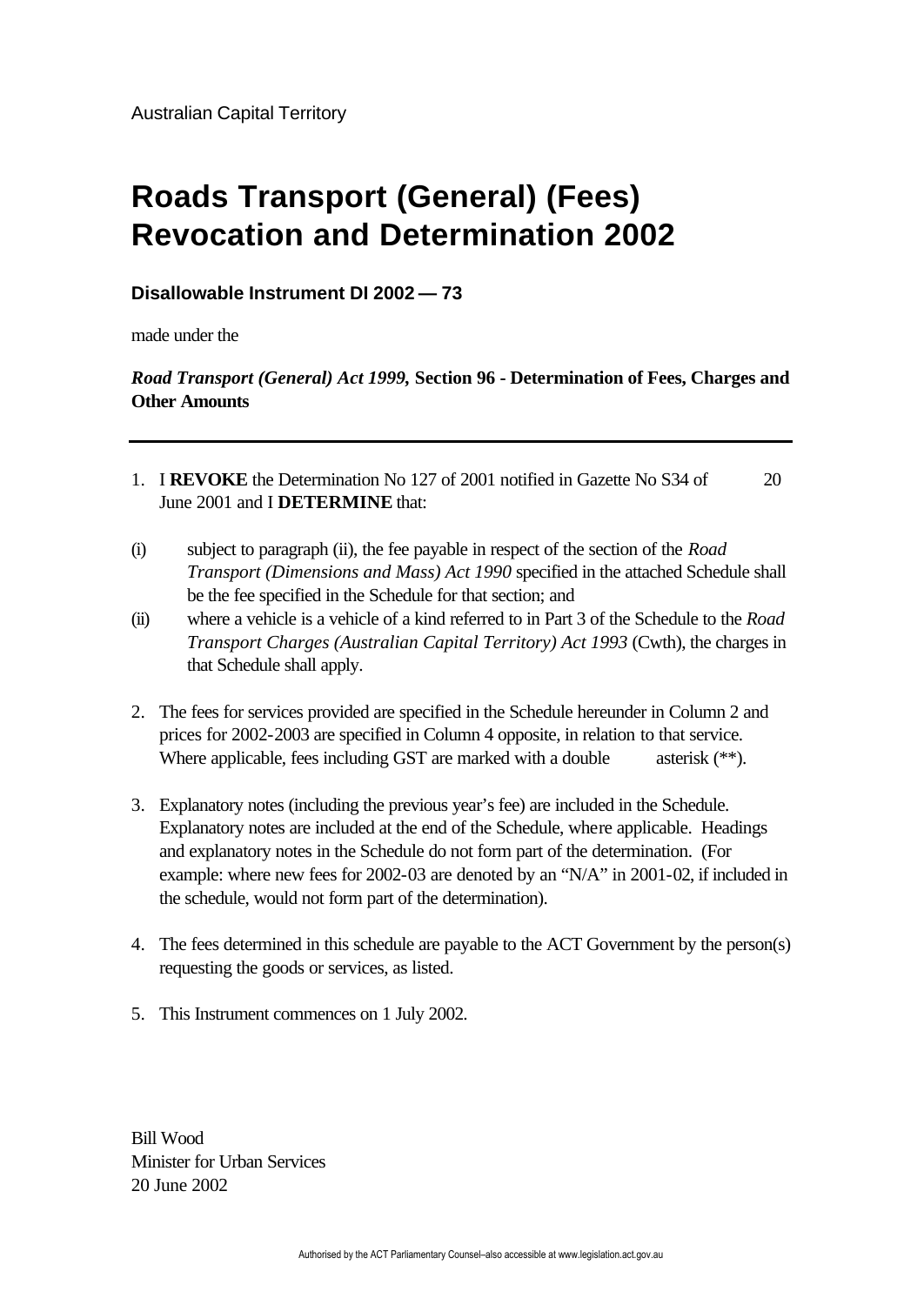Australian Capital Territory

# Roads Transport (General) (Fees) Revocation and Determination 2002

**Disallowable Instrument DI 2002 — 73**

made under the

***Road Transport (General) Act 1999,* Section 96 - Determination of Fees, Charges and Other Amounts**

---

1. I **REVOKE** the Determination No 127 of 2001 notified in Gazette No S34 of 20 June 2001 and I **DETERMINE** that:

(i) subject to paragraph (ii), the fee payable in respect of the section of the *Road Transport (Dimensions and Mass) Act 1990* specified in the attached Schedule shall be the fee specified in the Schedule for that section; and

(ii) where a vehicle is a vehicle of a kind referred to in Part 3 of the Schedule to the *Road Transport Charges (Australian Capital Territory) Act 1993* (Cwth), the charges in that Schedule shall apply.

2. The fees for services provided are specified in the Schedule hereunder in Column 2 and prices for 2002-2003 are specified in Column 4 opposite, in relation to that service. Where applicable, fees including GST are marked with a double asterisk (**).

3. Explanatory notes (including the previous year's fee) are included in the Schedule. Explanatory notes are included at the end of the Schedule, where applicable. Headings and explanatory notes in the Schedule do not form part of the determination. (For example: where new fees for 2002-03 are denoted by an "N/A" in 2001-02, if included in the schedule, would not form part of the determination).

4. The fees determined in this schedule are payable to the ACT Government by the person(s) requesting the goods or services, as listed.

5. This Instrument commences on 1 July 2002.

Bill Wood
Minister for Urban Services
20 June 2002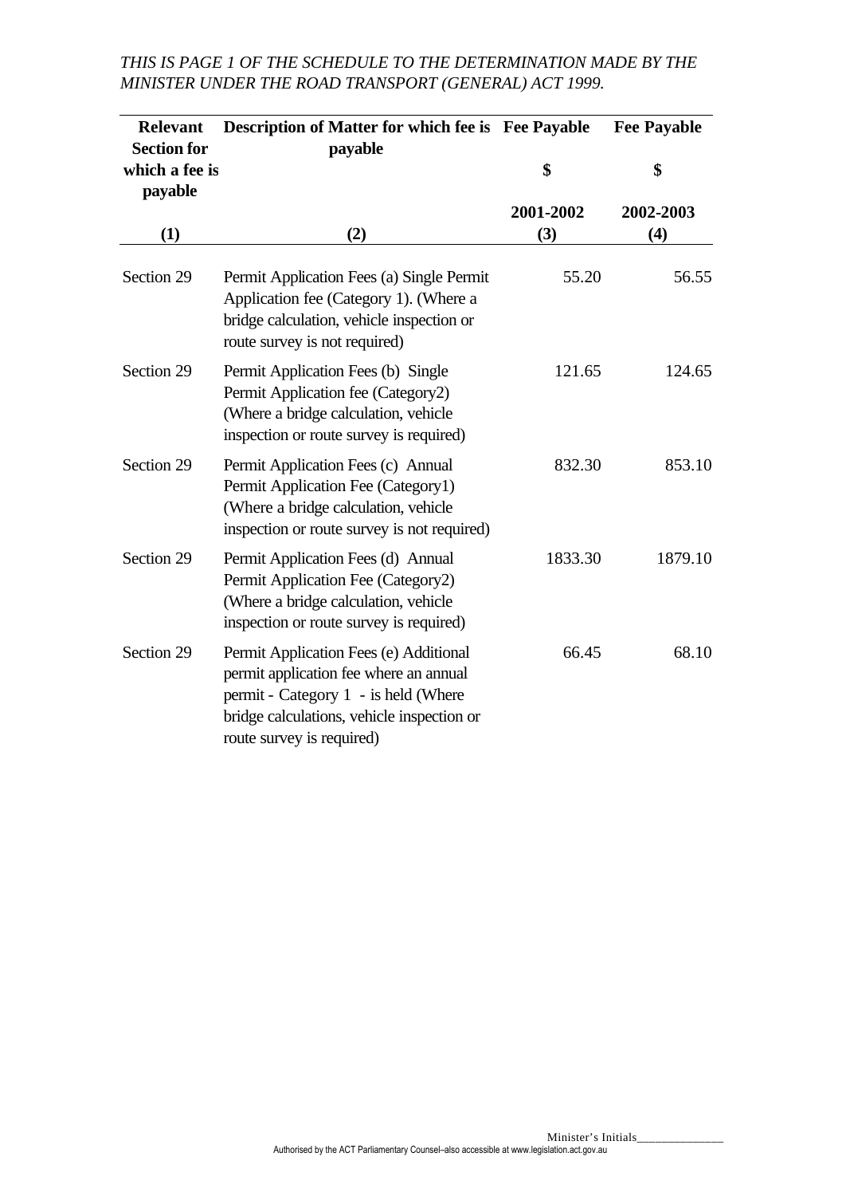*THIS IS PAGE 1 OF THE SCHEDULE TO THE DETERMINATION MADE BY THE MINISTER UNDER THE ROAD TRANSPORT (GENERAL) ACT 1999.*

| **Relevant Section for which a fee is payable** (1) | **Description of Matter for which fee is payable** (2) | **Fee Payable** $ 2001-2002 (3) | **Fee Payable** $ 2002-2003 (4) |
|---|---|---|---|
| Section 29 | Permit Application Fees (a) Single Permit Application fee (Category 1). (Where a bridge calculation, vehicle inspection or route survey is not required) | 55.20 | 56.55 |
| Section 29 | Permit Application Fees (b) Single Permit Application fee (Category2) (Where a bridge calculation, vehicle inspection or route survey is required) | 121.65 | 124.65 |
| Section 29 | Permit Application Fees (c) Annual Permit Application Fee (Category1) (Where a bridge calculation, vehicle inspection or route survey is not required) | 832.30 | 853.10 |
| Section 29 | Permit Application Fees (d) Annual Permit Application Fee (Category2) (Where a bridge calculation, vehicle inspection or route survey is required) | 1833.30 | 1879.10 |
| Section 29 | Permit Application Fees (e) Additional permit application fee where an annual permit - Category 1 - is held (Where bridge calculations, vehicle inspection or route survey is required) | 66.45 | 68.10 |

Minister's Initials_______________